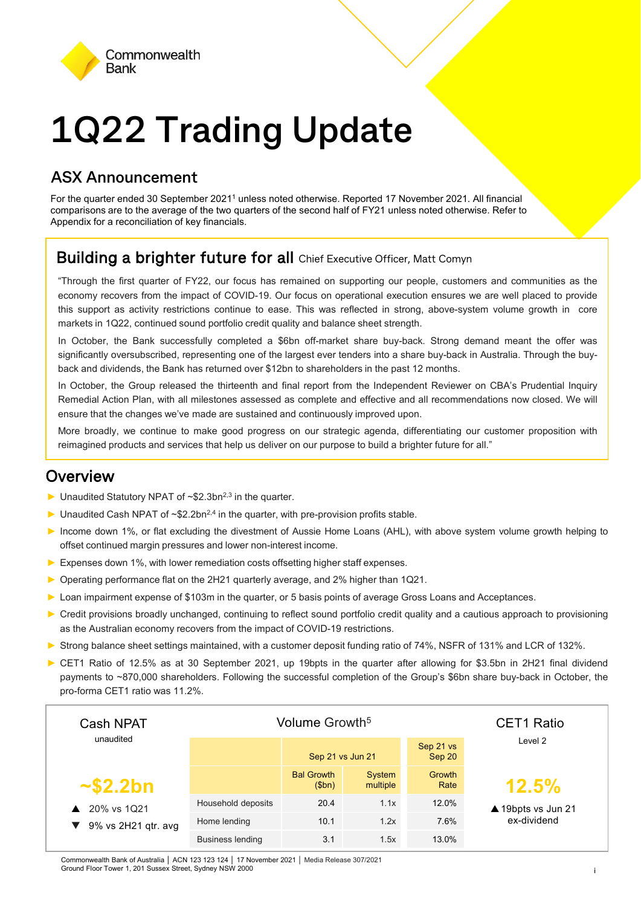Commonwealth Bank

# 1Q22 Trading Update

## ASX Announcement

For the quarter ended 30 September 2021[1] unless noted otherwise. Reported 17 November 2021. All financial comparisons are to the average of the two quarters of the second half of FY21 unless noted otherwise. Refer to Appendix for a reconciliation of key financials.

### Building a brighter future for all Chief Executive Officer, Matt Comyn

"Through the first quarter of FY22, our focus has remained on supporting our people, customers and communities as the economy recovers from the impact of COVID-19. Our focus on operational execution ensures we are well placed to provide this support as activity restrictions continue to ease. This was reflected in strong, above-system volume growth in core markets in 1Q22, continued sound portfolio credit quality and balance sheet strength.

In October, the Bank successfully completed a $6bn off-market share buy-back. Strong demand meant the offer was significantly oversubscribed, representing one of the largest ever tenders into a share buy-back in Australia. Through the buy-back and dividends, the Bank has returned over $12bn to shareholders in the past 12 months.

In October, the Group released the thirteenth and final report from the Independent Reviewer on CBA's Prudential Inquiry Remedial Action Plan, with all milestones assessed as complete and effective and all recommendations now closed. We will ensure that the changes we've made are sustained and continuously improved upon.

More broadly, we continue to make good progress on our strategic agenda, differentiating our customer proposition with reimagined products and services that help us deliver on our purpose to build a brighter future for all."

## Overview

- Unaudited Statutory NPAT of ~$2.3bn[2,3] in the quarter.
- Unaudited Cash NPAT of ~$2.2bn[2,4] in the quarter, with pre-provision profits stable.
- Income down 1%, or flat excluding the divestment of Aussie Home Loans (AHL), with above system volume growth helping to offset continued margin pressures and lower non-interest income.
- Expenses down 1%, with lower remediation costs offsetting higher staff expenses.
- Operating performance flat on the 2H21 quarterly average, and 2% higher than 1Q21.
- Loan impairment expense of $103m in the quarter, or 5 basis points of average Gross Loans and Acceptances.
- Credit provisions broadly unchanged, continuing to reflect sound portfolio credit quality and a cautious approach to provisioning as the Australian economy recovers from the impact of COVID-19 restrictions.
- Strong balance sheet settings maintained, with a customer deposit funding ratio of 74%, NSFR of 131% and LCR of 132%.
- CET1 Ratio of 12.5% as at 30 September 2021, up 19bpts in the quarter after allowing for $3.5bn in 2H21 final dividend payments to ~870,000 shareholders. Following the successful completion of the Group's $6bn share buy-back in October, the pro-forma CET1 ratio was 11.2%.

**Cash NPAT** (unaudited): **~$2.2bn**
- ▲ 20% vs 1Q21
- ▼ 9% vs 2H21 qtr. avg

**Volume Growth[5]**

| | Sep 21 vs Jun 21 | | Sep 21 vs Sep 20 |
|---|---|---|---|
| | Bal Growth ($bn) | System multiple | Growth Rate |
| Household deposits | 20.4 | 1.1x | 12.0% |
| Home lending | 10.1 | 1.2x | 7.6% |
| Business lending | 3.1 | 1.5x | 13.0% |

**CET1 Ratio** (Level 2): **12.5%**
- ▲ 19bpts vs Jun 21 ex-dividend

Commonwealth Bank of Australia | ACN 123 123 124 | 17 November 2021 | Media Release 307/2021
Ground Floor Tower 1, 201 Sussex Street, Sydney NSW 2000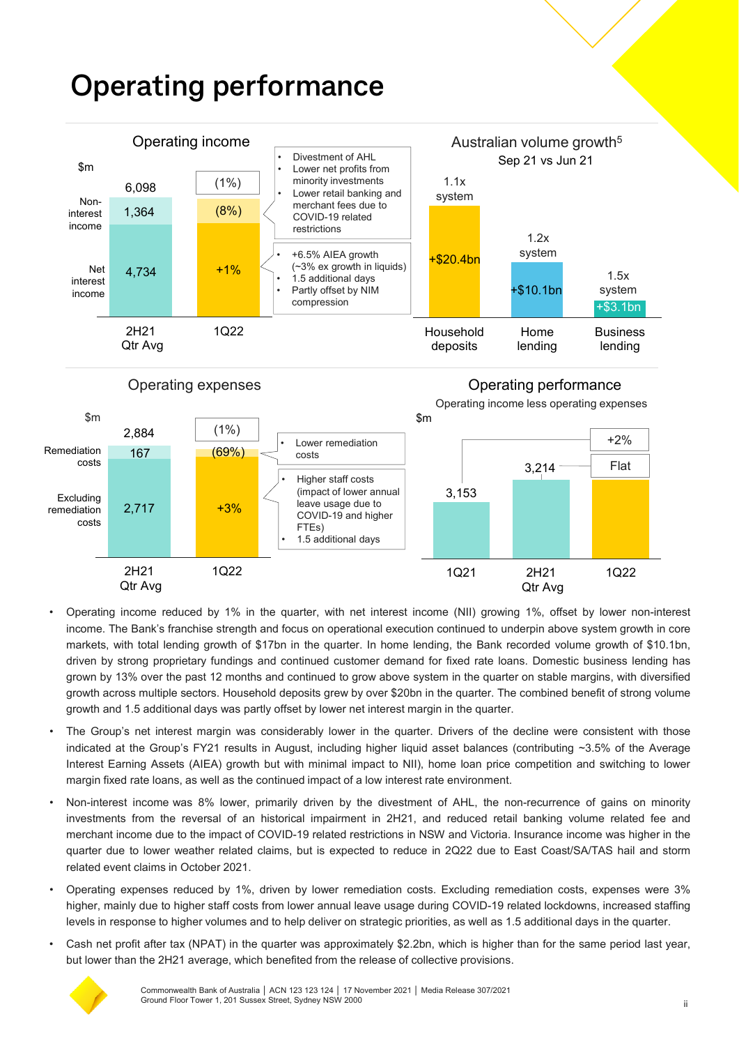# Operating performance

## Operating income

| $m | 2H21 Qtr Avg | 1Q22 |
|---|---|---|
| Total | 6,098 | (1%) |
| Non-interest income | 1,364 | (8%) |
| Net interest income | 4,734 | +1% |

- Divestment of AHL
- Lower net profits from minority investments
- Lower retail banking and merchant fees due to COVID-19 related restrictions

- +6.5% AIEA growth (~3% ex growth in liquids)
- 1.5 additional days
- Partly offset by NIM compression

## Australian volume growth[5]

Sep 21 vs Jun 21

| | Household deposits | Home lending | Business lending |
|---|---|---|---|
| Growth | +$20.4bn | +$10.1bn | +$3.1bn |
| vs system | 1.1x system | 1.2x system | 1.5x system |

## Operating expenses

| $m | 2H21 Qtr Avg | 1Q22 |
|---|---|---|
| Total | 2,884 | (1%) |
| Remediation costs | 167 | (69%) |
| Excluding remediation costs | 2,717 | +3% |

- Lower remediation costs

- Higher staff costs (impact of lower annual leave usage due to COVID-19 and higher FTEs)
- 1.5 additional days

## Operating performance

Operating income less operating expenses

| $m | 1Q21 | 2H21 Qtr Avg | 1Q22 |
|---|---|---|---|
| Operating performance | 3,153 | 3,214 | +2% vs 1Q21; Flat vs 2H21 Qtr Avg |

- Operating income reduced by 1% in the quarter, with net interest income (NII) growing 1%, offset by lower non-interest income. The Bank's franchise strength and focus on operational execution continued to underpin above system growth in core markets, with total lending growth of $17bn in the quarter. In home lending, the Bank recorded volume growth of $10.1bn, driven by strong proprietary fundings and continued customer demand for fixed rate loans. Domestic business lending has grown by 13% over the past 12 months and continued to grow above system in the quarter on stable margins, with diversified growth across multiple sectors. Household deposits grew by over $20bn in the quarter. The combined benefit of strong volume growth and 1.5 additional days was partly offset by lower net interest margin in the quarter.
- The Group's net interest margin was considerably lower in the quarter. Drivers of the decline were consistent with those indicated at the Group's FY21 results in August, including higher liquid asset balances (contributing ~3.5% of the Average Interest Earning Assets (AIEA) growth but with minimal impact to NII), home loan price competition and switching to lower margin fixed rate loans, as well as the continued impact of a low interest rate environment.
- Non-interest income was 8% lower, primarily driven by the divestment of AHL, the non-recurrence of gains on minority investments from the reversal of an historical impairment in 2H21, and reduced retail banking volume related fee and merchant income due to the impact of COVID-19 related restrictions in NSW and Victoria. Insurance income was higher in the quarter due to lower weather related claims, but is expected to reduce in 2Q22 due to East Coast/SA/TAS hail and storm related event claims in October 2021.
- Operating expenses reduced by 1%, driven by lower remediation costs. Excluding remediation costs, expenses were 3% higher, mainly due to higher staff costs from lower annual leave usage during COVID-19 related lockdowns, increased staffing levels in response to higher volumes and to help deliver on strategic priorities, as well as 1.5 additional days in the quarter.
- Cash net profit after tax (NPAT) in the quarter was approximately $2.2bn, which is higher than for the same period last year, but lower than the 2H21 average, which benefited from the release of collective provisions.

Commonwealth Bank of Australia | ACN 123 123 124 | 17 November 2021 | Media Release 307/2021
Ground Floor Tower 1, 201 Sussex Street, Sydney NSW 2000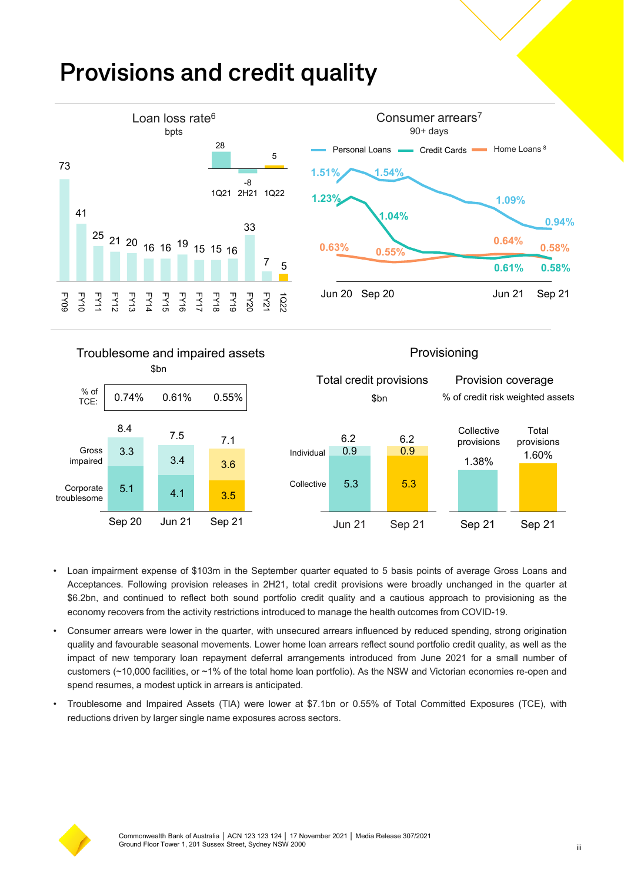# Provisions and credit quality

### Loan loss rate[6]

bpts

| FY09 | FY10 | FY11 | FY12 | FY13 | FY14 | FY15 | FY16 | FY17 | FY18 | FY19 | FY20 | FY21 | 1Q22 |
|---|---|---|---|---|---|---|---|---|---|---|---|---|---|
| 73 | 41 | 25 | 21 | 20 | 16 | 16 | 19 | 15 | 15 | 16 | 33 | 7 | 5 |

| 1Q21 | 2H21 | 1Q22 |
|---|---|---|
| 28 | -8 | 5 |

### Consumer arrears[7]

90+ days

| | Jun 20 | Sep 20 | Jun 21 | Sep 21 |
|---|---|---|---|---|
| Personal Loans | 1.51% | 1.54% | 1.09% | 0.94% |
| Credit Cards | 1.23% | 1.04% | 0.61% | 0.58% |
| Home Loans[8] | 0.63% | 0.55% | 0.64% | 0.58% |

### Troublesome and impaired assets

$bn

| | Sep 20 | Jun 21 | Sep 21 |
|---|---|---|---|
| % of TCE: | 0.74% | 0.61% | 0.55% |
| Gross impaired | 3.3 | 3.4 | 3.6 |
| Corporate troublesome | 5.1 | 4.1 | 3.5 |
| Total | 8.4 | 7.5 | 7.1 |

### Provisioning

**Total credit provisions** ($bn)

| | Jun 21 | Sep 21 |
|---|---|---|
| Individual | 0.9 | 0.9 |
| Collective | 5.3 | 5.3 |
| Total | 6.2 | 6.2 |

**Provision coverage** (% of credit risk weighted assets)

| | Sep 21 |
|---|---|
| Collective provisions | 1.38% |
| Total provisions | 1.60% |

- Loan impairment expense of $103m in the September quarter equated to 5 basis points of average Gross Loans and Acceptances. Following provision releases in 2H21, total credit provisions were broadly unchanged in the quarter at $6.2bn, and continued to reflect both sound portfolio credit quality and a cautious approach to provisioning as the economy recovers from the activity restrictions introduced to manage the health outcomes from COVID-19.
- Consumer arrears were lower in the quarter, with unsecured arrears influenced by reduced spending, strong origination quality and favourable seasonal movements. Lower home loan arrears reflect sound portfolio credit quality, as well as the impact of new temporary loan repayment deferral arrangements introduced from June 2021 for a small number of customers (~10,000 facilities, or ~1% of the total home loan portfolio). As the NSW and Victorian economies re-open and spend resumes, a modest uptick in arrears is anticipated.
- Troublesome and Impaired Assets (TIA) were lower at $7.1bn or 0.55% of Total Committed Exposures (TCE), with reductions driven by larger single name exposures across sectors.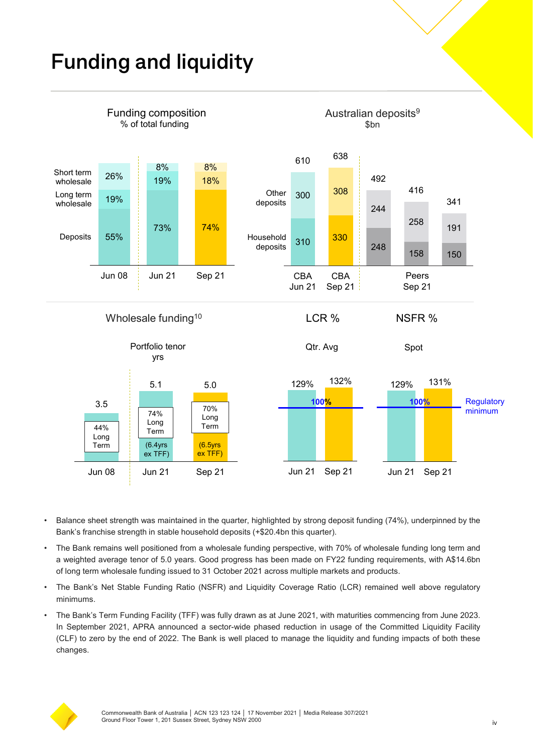# Funding and liquidity

**Funding composition**
% of total funding

| | Jun 08 | Jun 21 | Sep 21 |
|---|---|---|---|
| Short term wholesale | 26% | 8% | 8% |
| Long term wholesale | 19% | 19% | 18% |
| Deposits | 55% | 73% | 74% |

**Australian deposits[9]**
$bn

| | CBA Jun 21 | CBA Sep 21 | Peers Sep 21 | | |
|---|---|---|---|---|---|
| Other deposits | 300 | 308 | 244 | 258 | 191 |
| Household deposits | 310 | 330 | 248 | 158 | 150 |
| Total | 610 | 638 | 492 | 416 | 341 |

**Wholesale funding[10]**

Portfolio tenor
yrs

| | Jun 08 | Jun 21 | Sep 21 |
|---|---|---|---|
| Portfolio tenor (yrs) | 3.5 | 5.1 (6.4yrs ex TFF) | 5.0 (6.5yrs ex TFF) |
| Long Term | 44% | 74% | 70% |

**LCR %**
Qtr. Avg

| Jun 21 | Sep 21 |
|---|---|
| 129% | 132% |

**NSFR %**
Spot

| Jun 21 | Sep 21 |
|---|---|
| 129% | 131% |

Regulatory minimum: 100%

- Balance sheet strength was maintained in the quarter, highlighted by strong deposit funding (74%), underpinned by the Bank's franchise strength in stable household deposits (+$20.4bn this quarter).
- The Bank remains well positioned from a wholesale funding perspective, with 70% of wholesale funding long term and a weighted average tenor of 5.0 years. Good progress has been made on FY22 funding requirements, with A$14.6bn of long term wholesale funding issued to 31 October 2021 across multiple markets and products.
- The Bank's Net Stable Funding Ratio (NSFR) and Liquidity Coverage Ratio (LCR) remained well above regulatory minimums.
- The Bank's Term Funding Facility (TFF) was fully drawn as at June 2021, with maturities commencing from June 2023. In September 2021, APRA announced a sector-wide phased reduction in usage of the Committed Liquidity Facility (CLF) to zero by the end of 2022. The Bank is well placed to manage the liquidity and funding impacts of both these changes.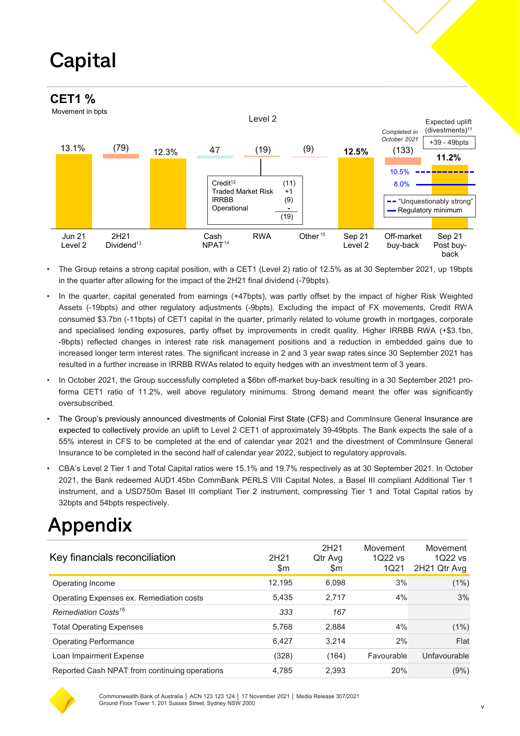# Capital

## CET1 %

Movement in bpts

| Jun 21 Level 2 | 2H21 Dividend[13] | | Cash NPAT[14] | RWA | Other[15] | Sep 21 Level 2 | Off-market buy-back | Sep 21 Post buy-back |
|---|---|---|---|---|---|---|---|---|
| 13.1% | (79) | 12.3% | 47 | (19) | (9) | 12.5% | (133) | 11.2% |

Level 2

RWA breakdown: Credit[12] (11); Traded Market Risk +1; IRRBB (9); Operational -; Total (19)

Off-market buy-back: *Completed in October 2021*

Expected uplift (divestments)[11]: +39 - 49bpts

10.5% – "Unquestionably strong"
8.0% – Regulatory minimum

- The Group retains a strong capital position, with a CET1 (Level 2) ratio of 12.5% as at 30 September 2021, up 19bpts in the quarter after allowing for the impact of the 2H21 final dividend (-79bpts).
- In the quarter, capital generated from earnings (+47bpts), was partly offset by the impact of higher Risk Weighted Assets (-19bpts) and other regulatory adjustments (-9bpts). Excluding the impact of FX movements, Credit RWA consumed $3.7bn (-11bpts) of CET1 capital in the quarter, primarily related to volume growth in mortgages, corporate and specialised lending exposures, partly offset by improvements in credit quality. Higher IRRBB RWA (+$3.1bn, -9bpts) reflected changes in interest rate risk management positions and a reduction in embedded gains due to increased longer term interest rates. The significant increase in 2 and 3 year swap rates since 30 September 2021 has resulted in a further increase in IRRBB RWAs related to equity hedges with an investment term of 3 years.
- In October 2021, the Group successfully completed a $6bn off-market buy-back resulting in a 30 September 2021 pro-forma CET1 ratio of 11.2%, well above regulatory minimums. Strong demand meant the offer was significantly oversubscribed.
- The Group's previously announced divestments of Colonial First State (CFS) and CommInsure General Insurance are expected to collectively provide an uplift to Level 2 CET1 of approximately 39-49bpts. The Bank expects the sale of a 55% interest in CFS to be completed at the end of calendar year 2021 and the divestment of CommInsure General Insurance to be completed in the second half of calendar year 2022, subject to regulatory approvals.
- CBA's Level 2 Tier 1 and Total Capital ratios were 15.1% and 19.7% respectively as at 30 September 2021. In October 2021, the Bank redeemed AUD1.45bn CommBank PERLS VIII Capital Notes, a Basel III compliant Additional Tier 1 instrument, and a USD750m Basel III compliant Tier 2 instrument, compressing Tier 1 and Total Capital ratios by 32bpts and 54bpts respectively.

# Appendix

| Key financials reconciliation | 2H21 $m | 2H21 Qtr Avg $m | Movement 1Q22 vs 1Q21 | Movement 1Q22 vs 2H21 Qtr Avg |
|---|---|---|---|---|
| Operating Income | 12,195 | 6,098 | 3% | (1%) |
| Operating Expenses ex. Remediation costs | 5,435 | 2,717 | 4% | 3% |
| *Remediation Costs[16]* | *333* | *167* | | |
| Total Operating Expenses | 5,768 | 2,884 | 4% | (1%) |
| Operating Performance | 6,427 | 3,214 | 2% | Flat |
| Loan Impairment Expense | (328) | (164) | Favourable | Unfavourable |
| Reported Cash NPAT from continuing operations | 4,785 | 2,393 | 20% | (9%) |

Commonwealth Bank of Australia | ACN 123 123 124 | 17 November 2021 | Media Release 307/2021
Ground Floor Tower 1, 201 Sussex Street, Sydney NSW 2000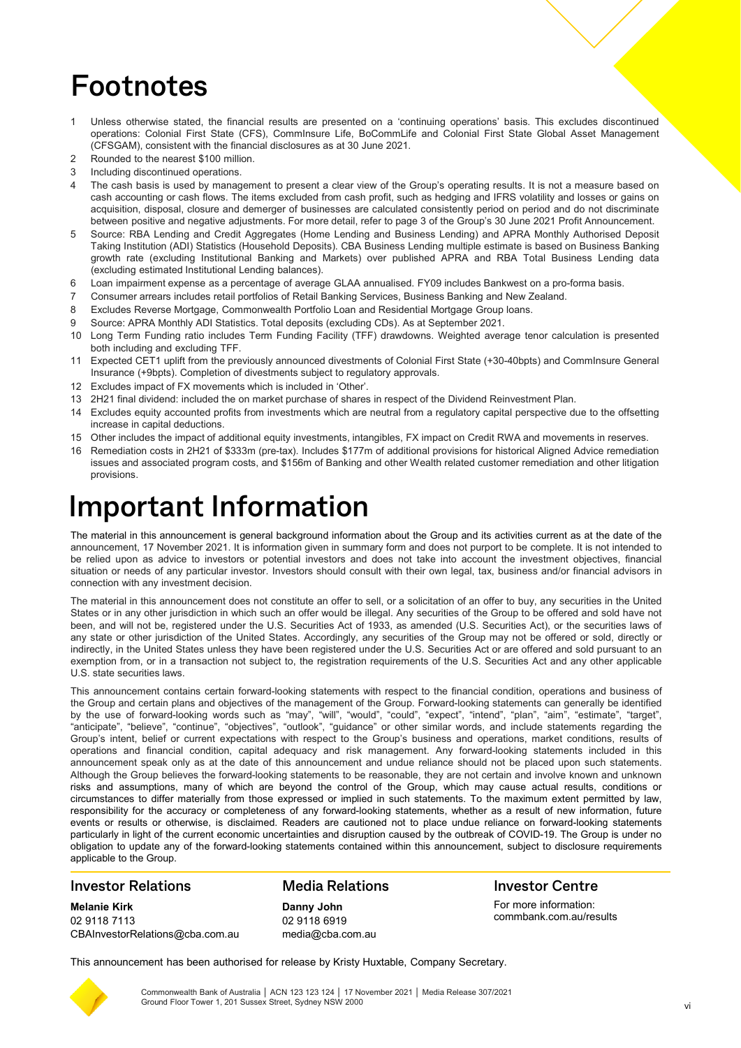# Footnotes

1. Unless otherwise stated, the financial results are presented on a 'continuing operations' basis. This excludes discontinued operations: Colonial First State (CFS), CommInsure Life, BoCommLife and Colonial First State Global Asset Management (CFSGAM), consistent with the financial disclosures as at 30 June 2021.
2. Rounded to the nearest $100 million.
3. Including discontinued operations.
4. The cash basis is used by management to present a clear view of the Group's operating results. It is not a measure based on cash accounting or cash flows. The items excluded from cash profit, such as hedging and IFRS volatility and losses or gains on acquisition, disposal, closure and demerger of businesses are calculated consistently period on period and do not discriminate between positive and negative adjustments. For more detail, refer to page 3 of the Group's 30 June 2021 Profit Announcement.
5. Source: RBA Lending and Credit Aggregates (Home Lending and Business Lending) and APRA Monthly Authorised Deposit Taking Institution (ADI) Statistics (Household Deposits). CBA Business Lending multiple estimate is based on Business Banking growth rate (excluding Institutional Banking and Markets) over published APRA and RBA Total Business Lending data (excluding estimated Institutional Lending balances).
6. Loan impairment expense as a percentage of average GLAA annualised. FY09 includes Bankwest on a pro-forma basis.
7. Consumer arrears includes retail portfolios of Retail Banking Services, Business Banking and New Zealand.
8. Excludes Reverse Mortgage, Commonwealth Portfolio Loan and Residential Mortgage Group loans.
9. Source: APRA Monthly ADI Statistics. Total deposits (excluding CDs). As at September 2021.
10. Long Term Funding ratio includes Term Funding Facility (TFF) drawdowns. Weighted average tenor calculation is presented both including and excluding TFF.
11. Expected CET1 uplift from the previously announced divestments of Colonial First State (+30-40bpts) and CommInsure General Insurance (+9bpts). Completion of divestments subject to regulatory approvals.
12. Excludes impact of FX movements which is included in 'Other'.
13. 2H21 final dividend: included the on market purchase of shares in respect of the Dividend Reinvestment Plan.
14. Excludes equity accounted profits from investments which are neutral from a regulatory capital perspective due to the offsetting increase in capital deductions.
15. Other includes the impact of additional equity investments, intangibles, FX impact on Credit RWA and movements in reserves.
16. Remediation costs in 2H21 of $333m (pre-tax). Includes $177m of additional provisions for historical Aligned Advice remediation issues and associated program costs, and $156m of Banking and other Wealth related customer remediation and other litigation provisions.

# Important Information

The material in this announcement is general background information about the Group and its activities current as at the date of the announcement, 17 November 2021. It is information given in summary form and does not purport to be complete. It is not intended to be relied upon as advice to investors or potential investors and does not take into account the investment objectives, financial situation or needs of any particular investor. Investors should consult with their own legal, tax, business and/or financial advisors in connection with any investment decision.

The material in this announcement does not constitute an offer to sell, or a solicitation of an offer to buy, any securities in the United States or in any other jurisdiction in which such an offer would be illegal. Any securities of the Group to be offered and sold have not been, and will not be, registered under the U.S. Securities Act of 1933, as amended (U.S. Securities Act), or the securities laws of any state or other jurisdiction of the United States. Accordingly, any securities of the Group may not be offered or sold, directly or indirectly, in the United States unless they have been registered under the U.S. Securities Act or are offered and sold pursuant to an exemption from, or in a transaction not subject to, the registration requirements of the U.S. Securities Act and any other applicable U.S. state securities laws.

This announcement contains certain forward-looking statements with respect to the financial condition, operations and business of the Group and certain plans and objectives of the management of the Group. Forward-looking statements can generally be identified by the use of forward-looking words such as "may", "will", "would", "could", "expect", "intend", "plan", "aim", "estimate", "target", "anticipate", "believe", "continue", "objectives", "outlook", "guidance" or other similar words, and include statements regarding the Group's intent, belief or current expectations with respect to the Group's business and operations, market conditions, results of operations and financial condition, capital adequacy and risk management. Any forward-looking statements included in this announcement speak only as at the date of this announcement and undue reliance should not be placed upon such statements. Although the Group believes the forward-looking statements to be reasonable, they are not certain and involve known and unknown risks and assumptions, many of which are beyond the control of the Group, which may cause actual results, conditions or circumstances to differ materially from those expressed or implied in such statements. To the maximum extent permitted by law, responsibility for the accuracy or completeness of any forward-looking statements, whether as a result of new information, future events or results or otherwise, is disclaimed. Readers are cautioned not to place undue reliance on forward-looking statements particularly in light of the current economic uncertainties and disruption caused by the outbreak of COVID-19. The Group is under no obligation to update any of the forward-looking statements contained within this announcement, subject to disclosure requirements applicable to the Group.

## Investor Relations

**Melanie Kirk**
02 9118 7113
CBAInvestorRelations@cba.com.au

## Media Relations

**Danny John**
02 9118 6919
media@cba.com.au

## Investor Centre

For more information:
commbank.com.au/results

This announcement has been authorised for release by Kristy Huxtable, Company Secretary.

Commonwealth Bank of Australia | ACN 123 123 124 | 17 November 2021 | Media Release 307/2021
Ground Floor Tower 1, 201 Sussex Street, Sydney NSW 2000